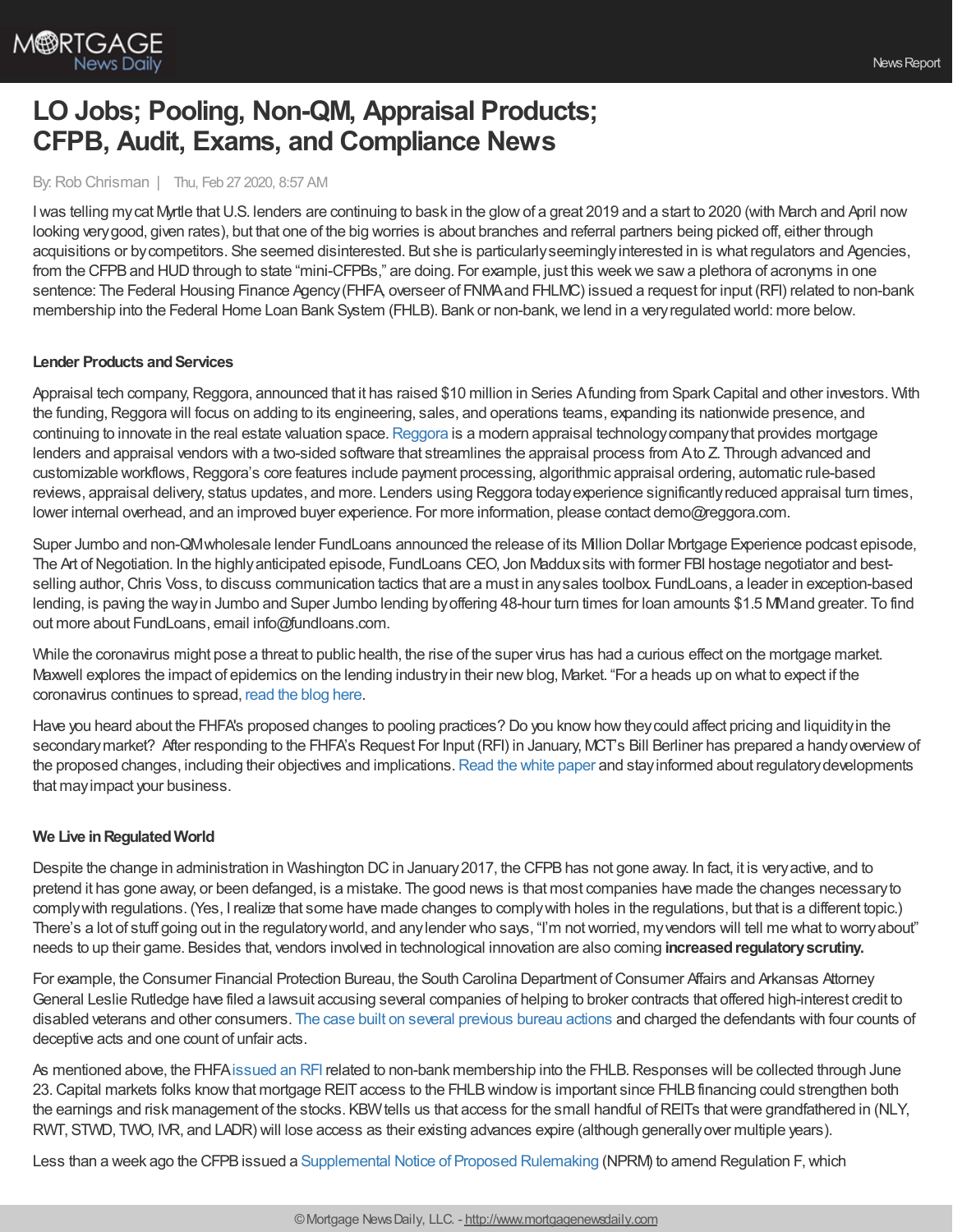# LO Jobs; Pooling, Non-QM, Appraisal Products; CFPB, Audit, Exams, and Compliance News

By: Rob Chrisman | Thu, Feb 27 2020, 8:57 AM

I was telling my cat Myrtle that U.S. lenders are continuing to bask in the glow of a great 2019 and a start to 2020 (with March and April now looking very good, given rates), but that one of the big worries is about branches and referral partners being picked off, either through acquisitions or by competitors. She seemed disinterested. But she is particularly seemingly interested in is what regulators and Agencies, from the CFPB and HUD through to state "mini-CFPBs," are doing. For example, just this week we saw a plethora of acronyms in one sentence: The Federal Housing Finance Agency (FHFA, overseer of FNMA and FHLMC) issued a request for input (RFI) related to non-bank membership into the Federal Home Loan Bank System (FHLB). Bank or non-bank, we lend in a very regulated world: more below.

### Lender Products and Services

Appraisal tech company, Reggora, announced that it has raised $10 million in Series A funding from Spark Capital and other investors. With the funding, Reggora will focus on adding to its engineering, sales, and operations teams, expanding its nationwide presence, and continuing to innovate in the real estate valuation space. Reggora is a modern appraisal technology company that provides mortgage lenders and appraisal vendors with a two-sided software that streamlines the appraisal process from A to Z. Through advanced and customizable workflows, Reggora's core features include payment processing, algorithmic appraisal ordering, automatic rule-based reviews, appraisal delivery, status updates, and more. Lenders using Reggora today experience significantly reduced appraisal turn times, lower internal overhead, and an improved buyer experience. For more information, please contact demo@reggora.com.

Super Jumbo and non-QM wholesale lender FundLoans announced the release of its Million Dollar Mortgage Experience podcast episode, The Art of Negotiation. In the highly anticipated episode, FundLoans CEO, Jon Maddux sits with former FBI hostage negotiator and best-selling author, Chris Voss, to discuss communication tactics that are a must in any sales toolbox. FundLoans, a leader in exception-based lending, is paving the way in Jumbo and Super Jumbo lending by offering 48-hour turn times for loan amounts $1.5 MM and greater. To find out more about FundLoans, email info@fundloans.com.

While the coronavirus might pose a threat to public health, the rise of the super virus has had a curious effect on the mortgage market. Maxwell explores the impact of epidemics on the lending industry in their new blog, Market. "For a heads up on what to expect if the coronavirus continues to spread, read the blog here.

Have you heard about the FHFA's proposed changes to pooling practices? Do you know how they could affect pricing and liquidity in the secondary market? After responding to the FHFA's Request For Input (RFI) in January, MCT's Bill Berliner has prepared a handy overview of the proposed changes, including their objectives and implications. Read the white paper and stay informed about regulatory developments that may impact your business.

### We Live in Regulated World

Despite the change in administration in Washington DC in January 2017, the CFPB has not gone away. In fact, it is very active, and to pretend it has gone away, or been defanged, is a mistake. The good news is that most companies have made the changes necessary to comply with regulations. (Yes, I realize that some have made changes to comply with holes in the regulations, but that is a different topic.) There's a lot of stuff going out in the regulatory world, and any lender who says, "I'm not worried, my vendors will tell me what to worry about" needs to up their game. Besides that, vendors involved in technological innovation are also coming **increased regulatory scrutiny.**

For example, the Consumer Financial Protection Bureau, the South Carolina Department of Consumer Affairs and Arkansas Attorney General Leslie Rutledge have filed a lawsuit accusing several companies of helping to broker contracts that offered high-interest credit to disabled veterans and other consumers. The case built on several previous bureau actions and charged the defendants with four counts of deceptive acts and one count of unfair acts.

As mentioned above, the FHFA issued an RFI related to non-bank membership into the FHLB. Responses will be collected through June 23. Capital markets folks know that mortgage REIT access to the FHLB window is important since FHLB financing could strengthen both the earnings and risk management of the stocks. KBW tells us that access for the small handful of REITs that were grandfathered in (NLY, RWT, STWD, TWO, IVR, and LADR) will lose access as their existing advances expire (although generally over multiple years).

Less than a week ago the CFPB issued a Supplemental Notice of Proposed Rulemaking (NPRM) to amend Regulation F, which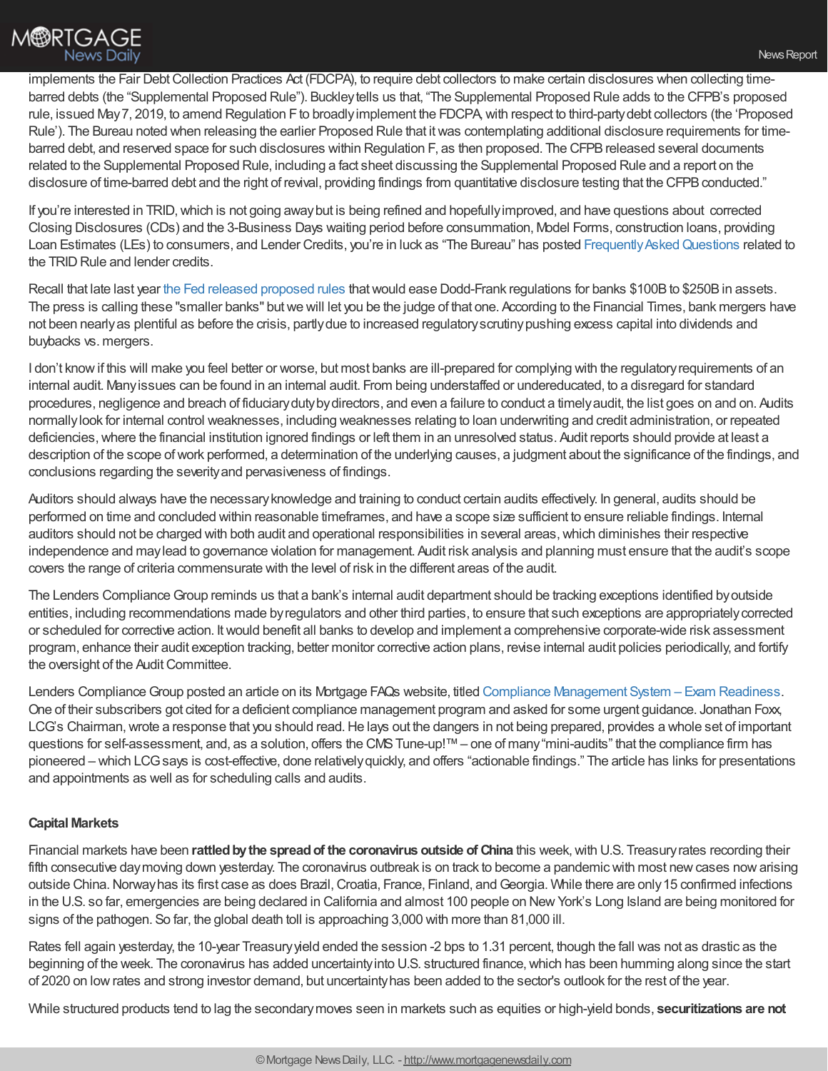implements the Fair Debt Collection Practices Act (FDCPA), to require debt collectors to make certain disclosures when collecting time-barred debts (the "Supplemental Proposed Rule"). Buckley tells us that, "The Supplemental Proposed Rule adds to the CFPB's proposed rule, issued May 7, 2019, to amend Regulation F to broadly implement the FDCPA, with respect to third-party debt collectors (the 'Proposed Rule'). The Bureau noted when releasing the earlier Proposed Rule that it was contemplating additional disclosure requirements for time-barred debt, and reserved space for such disclosures within Regulation F, as then proposed. The CFPB released several documents related to the Supplemental Proposed Rule, including a fact sheet discussing the Supplemental Proposed Rule and a report on the disclosure of time-barred debt and the right of revival, providing findings from quantitative disclosure testing that the CFPB conducted."

If you're interested in TRID, which is not going away but is being refined and hopefully improved, and have questions about corrected Closing Disclosures (CDs) and the 3-Business Days waiting period before consummation, Model Forms, construction loans, providing Loan Estimates (LEs) to consumers, and Lender Credits, you're in luck as "The Bureau" has posted Frequently Asked Questions related to the TRID Rule and lender credits.

Recall that late last year the Fed released proposed rules that would ease Dodd-Frank regulations for banks $100B to $250B in assets. The press is calling these "smaller banks" but we will let you be the judge of that one. According to the Financial Times, bank mergers have not been nearly as plentiful as before the crisis, partly due to increased regulatory scrutiny pushing excess capital into dividends and buybacks vs. mergers.

I don't know if this will make you feel better or worse, but most banks are ill-prepared for complying with the regulatory requirements of an internal audit. Many issues can be found in an internal audit. From being understaffed or undereducated, to a disregard for standard procedures, negligence and breach of fiduciary duty by directors, and even a failure to conduct a timely audit, the list goes on and on. Audits normally look for internal control weaknesses, including weaknesses relating to loan underwriting and credit administration, or repeated deficiencies, where the financial institution ignored findings or left them in an unresolved status. Audit reports should provide at least a description of the scope of work performed, a determination of the underlying causes, a judgment about the significance of the findings, and conclusions regarding the severity and pervasiveness of findings.

Auditors should always have the necessary knowledge and training to conduct certain audits effectively. In general, audits should be performed on time and concluded within reasonable timeframes, and have a scope size sufficient to ensure reliable findings. Internal auditors should not be charged with both audit and operational responsibilities in several areas, which diminishes their respective independence and may lead to governance violation for management. Audit risk analysis and planning must ensure that the audit's scope covers the range of criteria commensurate with the level of risk in the different areas of the audit.

The Lenders Compliance Group reminds us that a bank's internal audit department should be tracking exceptions identified by outside entities, including recommendations made by regulators and other third parties, to ensure that such exceptions are appropriately corrected or scheduled for corrective action. It would benefit all banks to develop and implement a comprehensive corporate-wide risk assessment program, enhance their audit exception tracking, better monitor corrective action plans, revise internal audit policies periodically, and fortify the oversight of the Audit Committee.

Lenders Compliance Group posted an article on its Mortgage FAQs website, titled Compliance Management System – Exam Readiness. One of their subscribers got cited for a deficient compliance management program and asked for some urgent guidance. Jonathan Foxx, LCG's Chairman, wrote a response that you should read. He lays out the dangers in not being prepared, provides a whole set of important questions for self-assessment, and, as a solution, offers the CMS Tune-up!™ – one of many "mini-audits" that the compliance firm has pioneered – which LCG says is cost-effective, done relatively quickly, and offers "actionable findings." The article has links for presentations and appointments as well as for scheduling calls and audits.

**Capital Markets**

Financial markets have been **rattled by the spread of the coronavirus outside of China** this week, with U.S. Treasury rates recording their fifth consecutive day moving down yesterday. The coronavirus outbreak is on track to become a pandemic with most new cases now arising outside China. Norway has its first case as does Brazil, Croatia, France, Finland, and Georgia. While there are only 15 confirmed infections in the U.S. so far, emergencies are being declared in California and almost 100 people on New York's Long Island are being monitored for signs of the pathogen. So far, the global death toll is approaching 3,000 with more than 81,000 ill.

Rates fell again yesterday, the 10-year Treasury yield ended the session -2 bps to 1.31 percent, though the fall was not as drastic as the beginning of the week. The coronavirus has added uncertainty into U.S. structured finance, which has been humming along since the start of 2020 on low rates and strong investor demand, but uncertainty has been added to the sector's outlook for the rest of the year.

While structured products tend to lag the secondary moves seen in markets such as equities or high-yield bonds, **securitizations are not**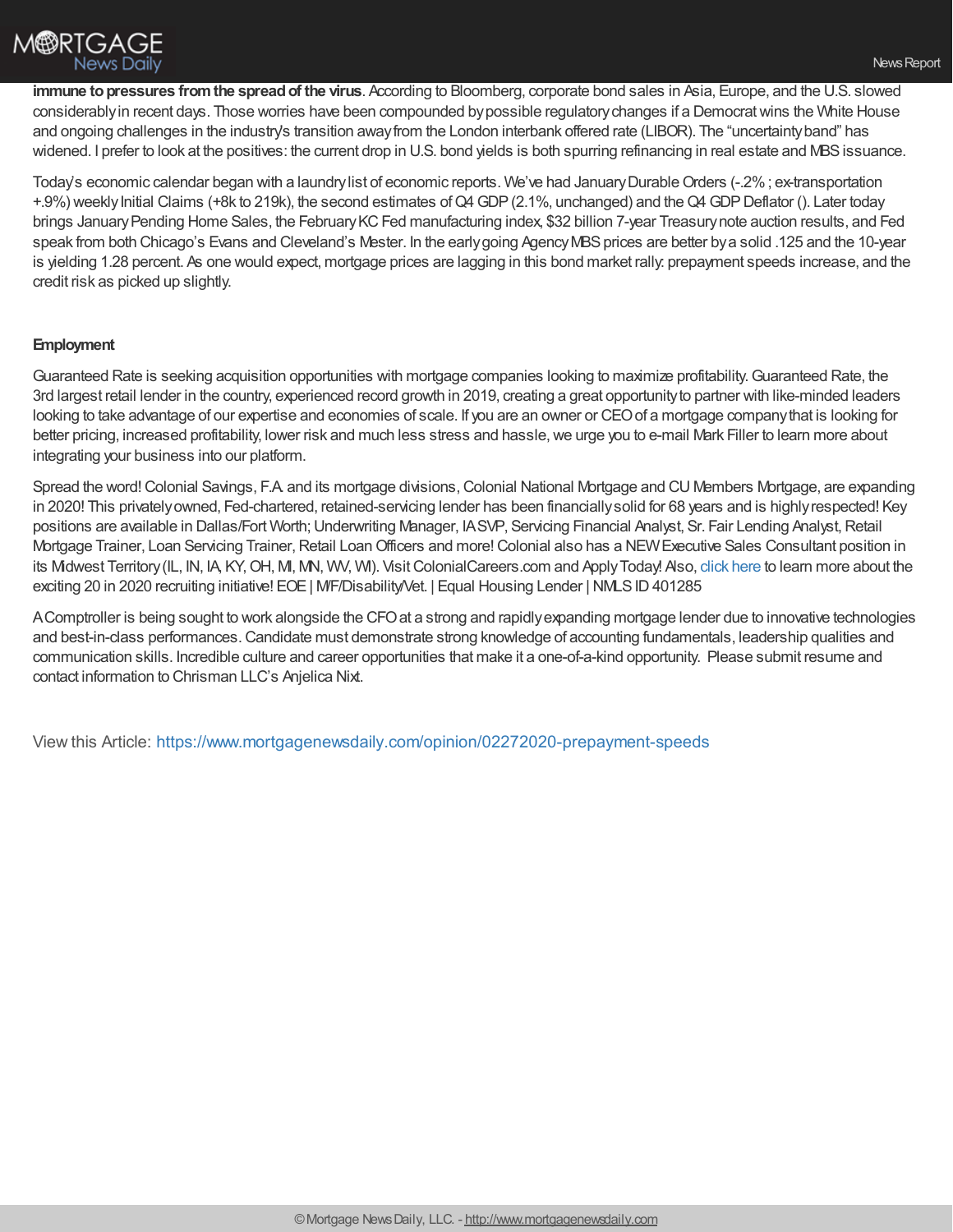**immune to pressures from the spread of the virus**. According to Bloomberg, corporate bond sales in Asia, Europe, and the U.S. slowed considerably in recent days. Those worries have been compounded by possible regulatory changes if a Democrat wins the White House and ongoing challenges in the industry's transition away from the London interbank offered rate (LIBOR). The "uncertainty band" has widened. I prefer to look at the positives: the current drop in U.S. bond yields is both spurring refinancing in real estate and MBS issuance.

Today's economic calendar began with a laundry list of economic reports. We've had January Durable Orders (-.2% ; ex-transportation +.9%) weekly Initial Claims (+8k to 219k), the second estimates of Q4 GDP (2.1%, unchanged) and the Q4 GDP Deflator (). Later today brings January Pending Home Sales, the February KC Fed manufacturing index, $32 billion 7-year Treasury note auction results, and Fed speak from both Chicago's Evans and Cleveland's Mester. In the early going Agency MBS prices are better by a solid .125 and the 10-year is yielding 1.28 percent. As one would expect, mortgage prices are lagging in this bond market rally: prepayment speeds increase, and the credit risk as picked up slightly.

**Employment**

Guaranteed Rate is seeking acquisition opportunities with mortgage companies looking to maximize profitability. Guaranteed Rate, the 3rd largest retail lender in the country, experienced record growth in 2019, creating a great opportunity to partner with like-minded leaders looking to take advantage of our expertise and economies of scale. If you are an owner or CEO of a mortgage company that is looking for better pricing, increased profitability, lower risk and much less stress and hassle, we urge you to e-mail Mark Filler to learn more about integrating your business into our platform.

Spread the word! Colonial Savings, F.A. and its mortgage divisions, Colonial National Mortgage and CU Members Mortgage, are expanding in 2020! This privately owned, Fed-chartered, retained-servicing lender has been financially solid for 68 years and is highly respected! Key positions are available in Dallas/Fort Worth; Underwriting Manager, IA SVP, Servicing Financial Analyst, Sr. Fair Lending Analyst, Retail Mortgage Trainer, Loan Servicing Trainer, Retail Loan Officers and more! Colonial also has a NEW Executive Sales Consultant position in its Midwest Territory (IL, IN, IA, KY, OH, MI, MN, WV, WI). Visit ColonialCareers.com and Apply Today! Also, click here to learn more about the exciting 20 in 2020 recruiting initiative! EOE | M/F/Disability/Vet. | Equal Housing Lender | NMLS ID 401285

A Comptroller is being sought to work alongside the CFO at a strong and rapidly expanding mortgage lender due to innovative technologies and best-in-class performances. Candidate must demonstrate strong knowledge of accounting fundamentals, leadership qualities and communication skills. Incredible culture and career opportunities that make it a one-of-a-kind opportunity. Please submit resume and contact information to Chrisman LLC's Anjelica Nixt.

View this Article: https://www.mortgagenewsdaily.com/opinion/02272020-prepayment-speeds